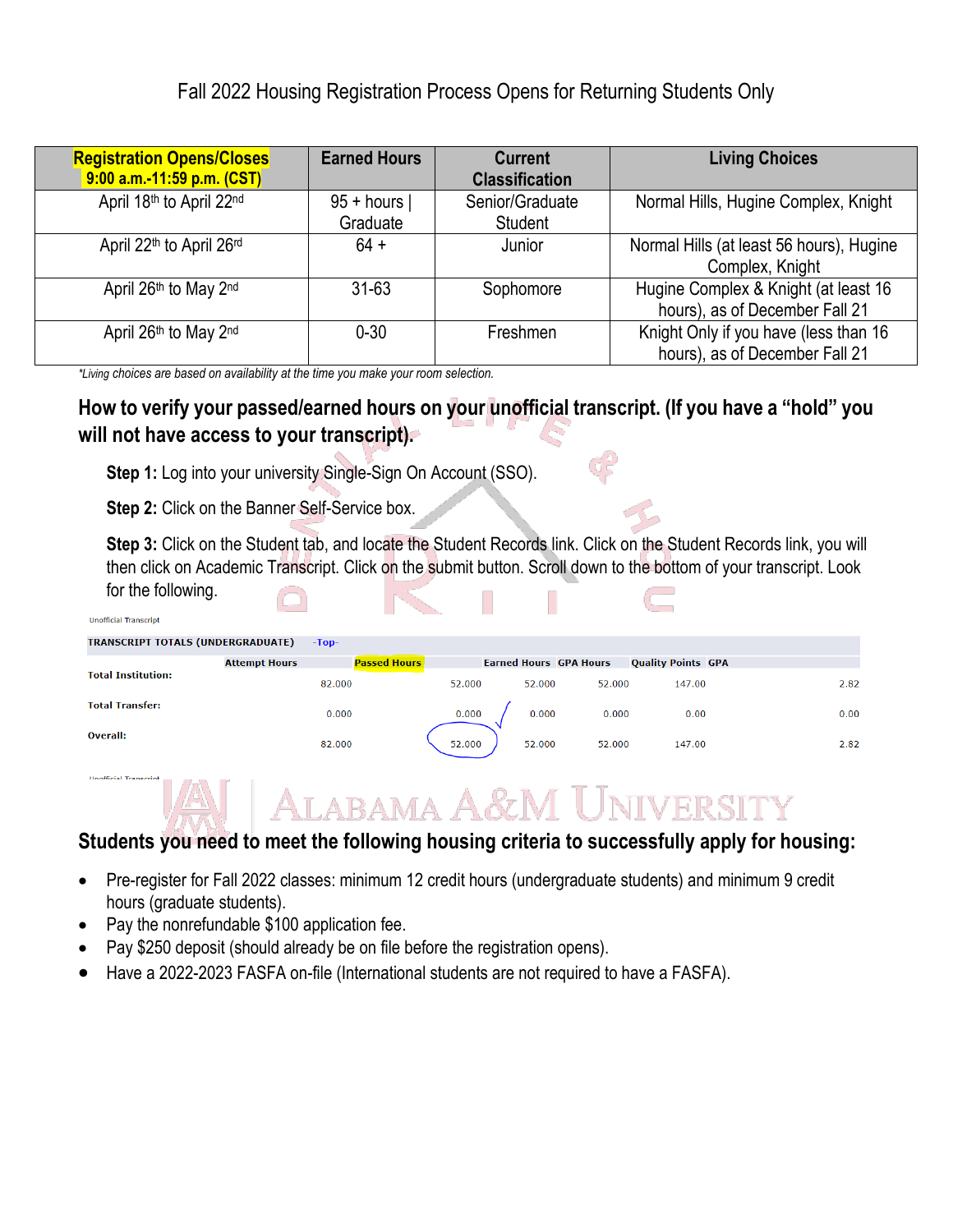Fall 2022 Housing Registration Process Opens for Returning Students Only

| Registration Opens/Closes 9:00 a.m.-11:59 p.m. (CST) | Earned Hours | Current Classification | Living Choices |
|---|---|---|---|
| April 18th to April 22nd | 95 + hours \| Graduate | Senior/Graduate Student | Normal Hills, Hugine Complex, Knight |
| April 22th to April 26rd | 64 + | Junior | Normal Hills (at least 56 hours), Hugine Complex, Knight |
| April 26th to May 2nd | 31-63 | Sophomore | Hugine Complex & Knight (at least 16 hours), as of December Fall 21 |
| April 26th to May 2nd | 0-30 | Freshmen | Knight Only if you have (less than 16 hours), as of December Fall 21 |

*Living choices are based on availability at the time you make your room selection.*

## How to verify your passed/earned hours on your unofficial transcript. (If you have a "hold" you will not have access to your transcript).

**Step 1:** Log into your university Single-Sign On Account (SSO).

**Step 2:** Click on the Banner Self-Service box.

**Step 3:** Click on the Student tab, and locate the Student Records link. Click on the Student Records link, you will then click on Academic Transcript. Click on the submit button. Scroll down to the bottom of your transcript. Look for the following.

Unofficial Transcript

TRANSCRIPT TOTALS (UNDERGRADUATE) -Top-

| | Attempt Hours | Passed Hours | Earned Hours | GPA Hours | Quality Points | GPA |
|---|---|---|---|---|---|---|
| Total Institution: | 82.000 | 52.000 | 52.000 | 52.000 | 147.00 | 2.82 |
| Total Transfer: | 0.000 | 0.000 | 0.000 | 0.000 | 0.00 | 0.00 |
| Overall: | 82.000 | 52.000 | 52.000 | 52.000 | 147.00 | 2.82 |

## Students you need to meet the following housing criteria to successfully apply for housing:

- Pre-register for Fall 2022 classes: minimum 12 credit hours (undergraduate students) and minimum 9 credit hours (graduate students).
- Pay the nonrefundable $100 application fee.
- Pay $250 deposit (should already be on file before the registration opens).
- Have a 2022-2023 FASFA on-file (International students are not required to have a FASFA).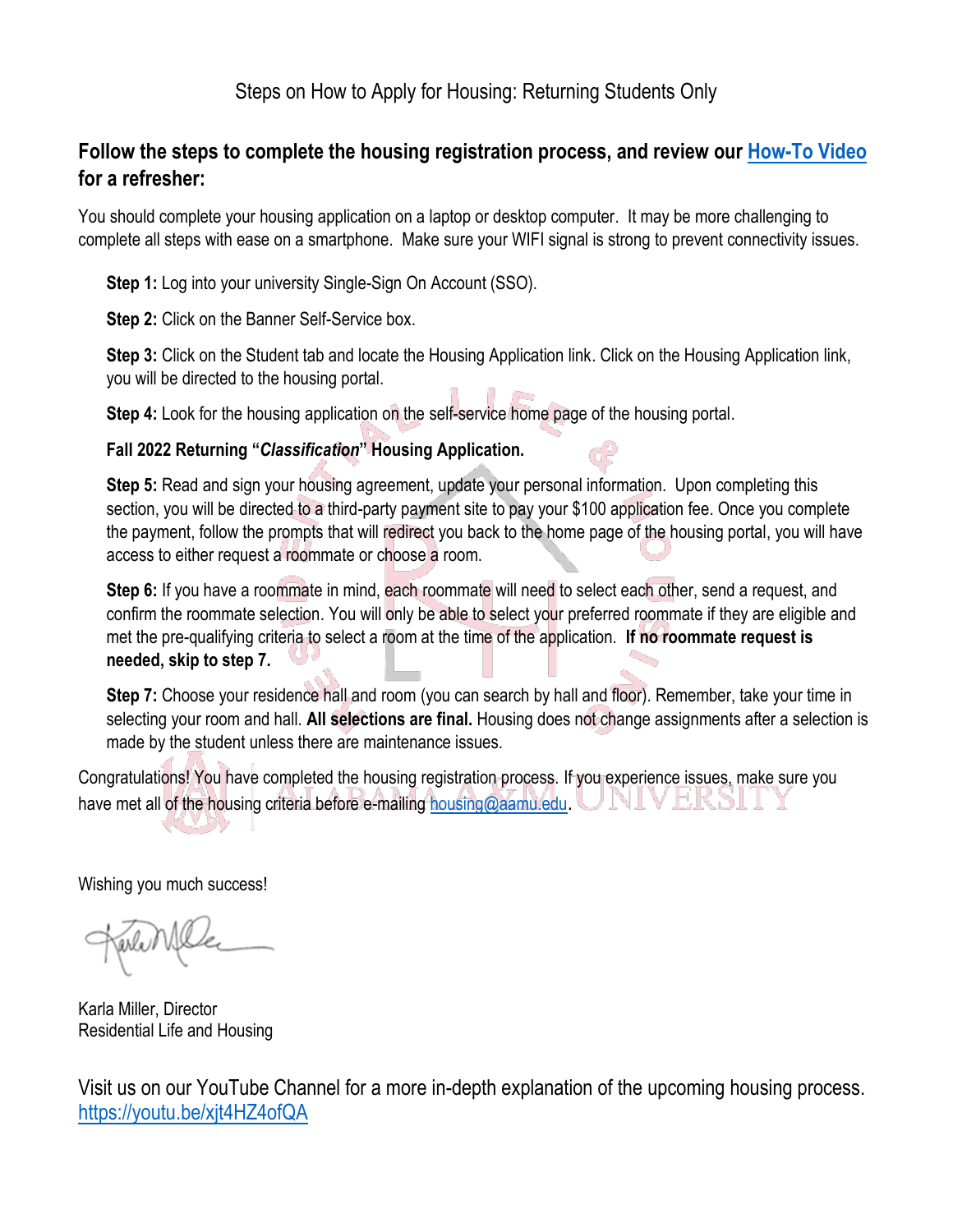Steps on How to Apply for Housing: Returning Students Only

## Follow the steps to complete the housing registration process, and review our How-To Video for a refresher:

You should complete your housing application on a laptop or desktop computer. It may be more challenging to complete all steps with ease on a smartphone. Make sure your WIFI signal is strong to prevent connectivity issues.

**Step 1:** Log into your university Single-Sign On Account (SSO).

**Step 2:** Click on the Banner Self-Service box.

**Step 3:** Click on the Student tab and locate the Housing Application link. Click on the Housing Application link, you will be directed to the housing portal.

**Step 4:** Look for the housing application on the self-service home page of the housing portal.

**Fall 2022 Returning "*Classification*" Housing Application.**

**Step 5:** Read and sign your housing agreement, update your personal information. Upon completing this section, you will be directed to a third-party payment site to pay your $100 application fee. Once you complete the payment, follow the prompts that will redirect you back to the home page of the housing portal, you will have access to either request a roommate or choose a room.

**Step 6:** If you have a roommate in mind, each roommate will need to select each other, send a request, and confirm the roommate selection. You will only be able to select your preferred roommate if they are eligible and met the pre-qualifying criteria to select a room at the time of the application. **If no roommate request is needed, skip to step 7.**

**Step 7:** Choose your residence hall and room (you can search by hall and floor). Remember, take your time in selecting your room and hall. **All selections are final.** Housing does not change assignments after a selection is made by the student unless there are maintenance issues.

Congratulations! You have completed the housing registration process. If you experience issues, make sure you have met all of the housing criteria before e-mailing housing@aamu.edu.

Wishing you much success!

Karla Miller, Director
Residential Life and Housing

Visit us on our YouTube Channel for a more in-depth explanation of the upcoming housing process.
https://youtu.be/xjt4HZ4ofQA